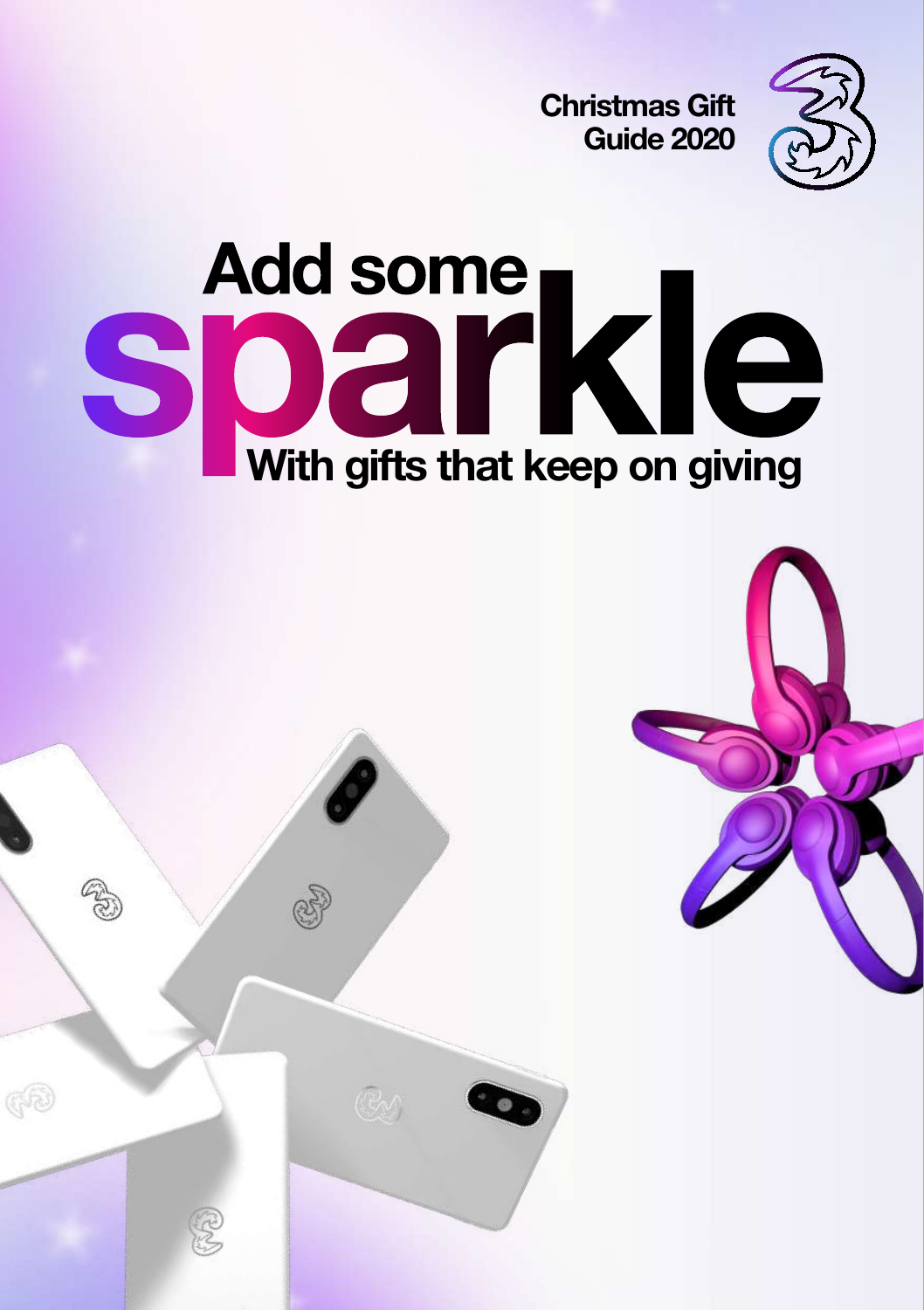Christmas Gift Guide 2020

# Add some sparkle

## With gifts that keep on giving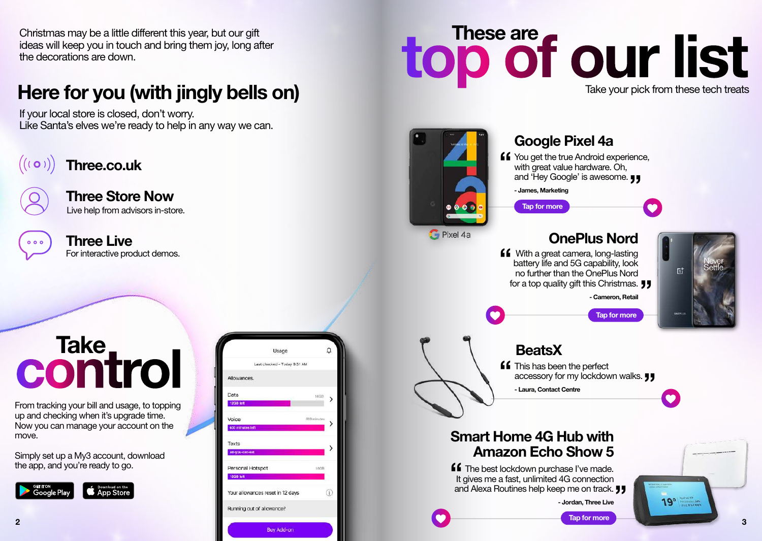Christmas may be a little different this year, but our gift ideas will keep you in touch and bring them joy, long after the decorations are down.

## Here for you (with jingly bells on)

If your local store is closed, don't worry.
Like Santa's elves we're ready to help in any way we can.

### Three.co.uk

### Three Store Now

Live help from advisors in-store.

### Three Live

For interactive product demos.

# Take control

From tracking your bill and usage, to topping up and checking when it's upgrade time. Now you can manage your account on the move.

Simply set up a My3 account, download the app, and you're ready to go.

GET IT ON Google Play | Download on the App Store

# These are top of our list

Take your pick from these tech treats

## Google Pixel 4a

"You get the true Android experience, with great value hardware. Oh, and 'Hey Google' is awesome."

- James, Marketing

Tap for more

## OnePlus Nord

"With a great camera, long-lasting battery life and 5G capability, look no further than the OnePlus Nord for a top quality gift this Christmas."

- Cameron, Retail

Tap for more

## BeatsX

"This has been the perfect accessory for my lockdown walks."

- Laura, Contact Centre

## Smart Home 4G Hub with Amazon Echo Show 5

"The best lockdown purchase I've made. It gives me a fast, unlimited 4G connection and Alexa Routines help keep me on track."

- Jordan, Three Live

Tap for more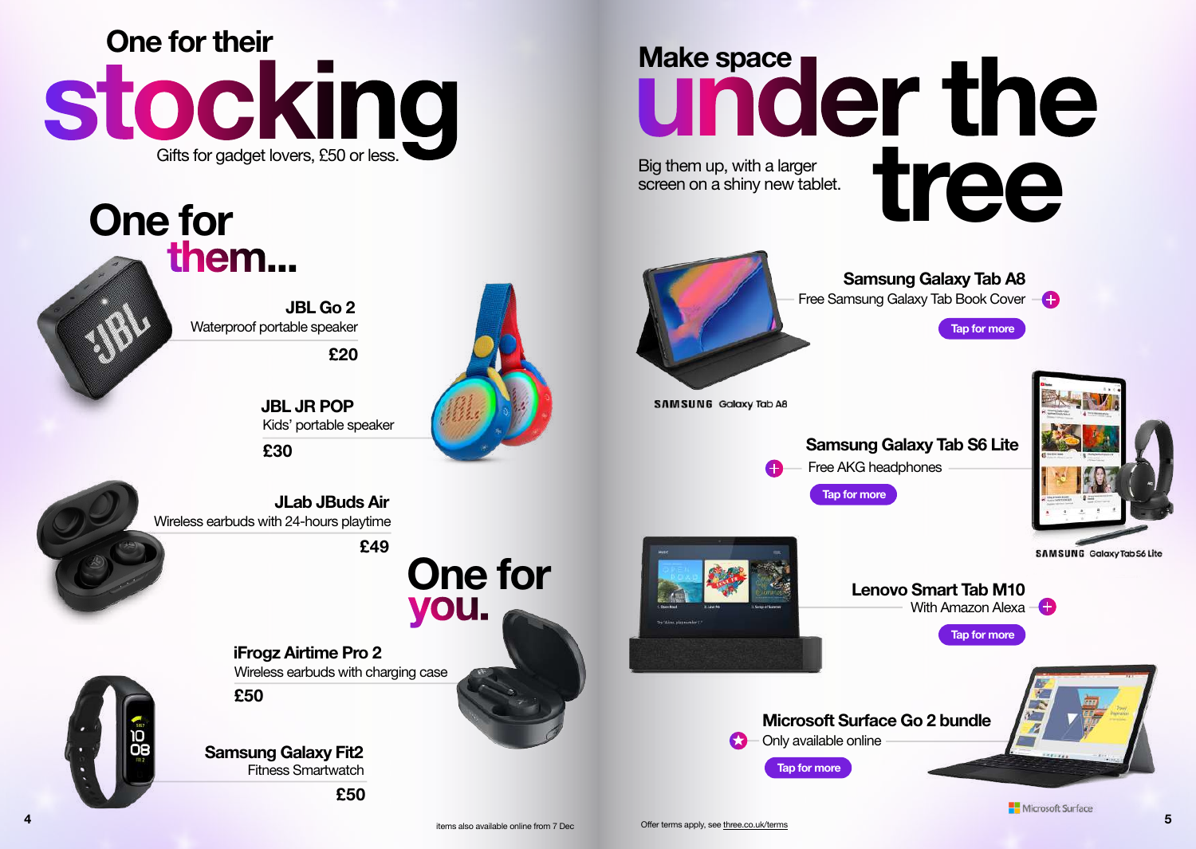# One for their stocking

Gifts for gadget lovers, £50 or less.

## One for them...

**JBL Go 2**
Waterproof portable speaker
**£20**

**JBL JR POP**
Kids' portable speaker
**£30**

**JLab JBuds Air**
Wireless earbuds with 24-hours playtime
**£49**

## One for you.

**iFrogz Airtime Pro 2**
Wireless earbuds with charging case
**£50**

**Samsung Galaxy Fit2**
Fitness Smartwatch
**£50**

items also available online from 7 Dec

# Make space under the tree

Big them up, with a larger screen on a shiny new tablet.

**Samsung Galaxy Tab A8**
Free Samsung Galaxy Tab Book Cover
Tap for more

SAMSUNG Galaxy Tab A8

**Samsung Galaxy Tab S6 Lite**
Free AKG headphones
Tap for more

SAMSUNG Galaxy Tab S6 Lite

**Lenovo Smart Tab M10**
With Amazon Alexa
Tap for more

**Microsoft Surface Go 2 bundle**
Only available online
Tap for more

Microsoft Surface

Offer terms apply, see three.co.uk/terms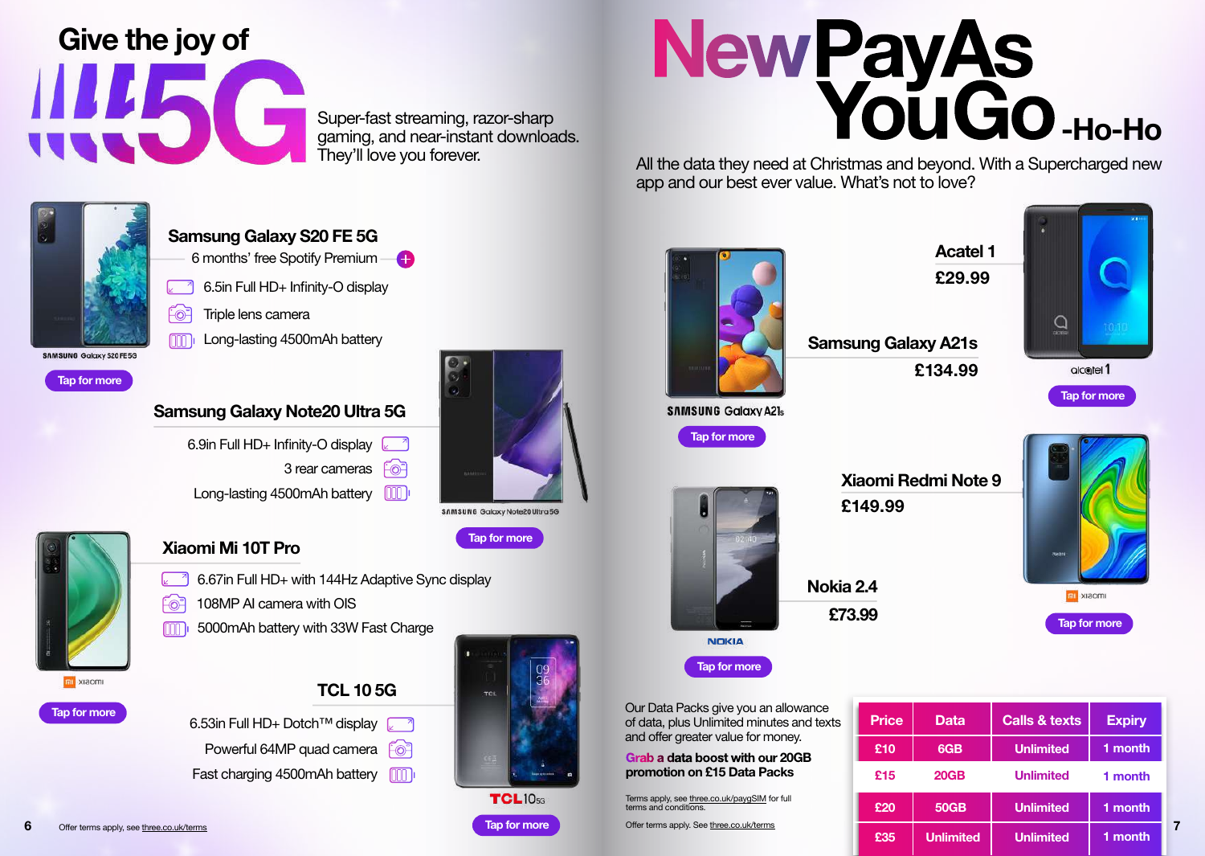# Give the joy of 5G

Super-fast streaming, razor-sharp gaming, and near-instant downloads. They'll love you forever.

## Samsung Galaxy S20 FE 5G

6 months' free Spotify Premium

- 6.5in Full HD+ Infinity-O display
- Triple lens camera
- Long-lasting 4500mAh battery

Tap for more

## Samsung Galaxy Note20 Ultra 5G

- 6.9in Full HD+ Infinity-O display
- 3 rear cameras
- Long-lasting 4500mAh battery

Tap for more

## Xiaomi Mi 10T Pro

- 6.67in Full HD+ with 144Hz Adaptive Sync display
- 108MP AI camera with OIS
- 5000mAh battery with 33W Fast Charge

Tap for more

## TCL 10 5G

- 6.53in Full HD+ Dotch™ display
- Powerful 64MP quad camera
- Fast charging 4500mAh battery

Tap for more

Offer terms apply, see three.co.uk/terms

# New Pay As You Go -Ho-Ho

All the data they need at Christmas and beyond. With a Supercharged new app and our best ever value. What's not to love?

## Acatel 1

£29.99

Tap for more

## Samsung Galaxy A21s

£134.99

Tap for more

## Xiaomi Redmi Note 9

£149.99

Tap for more

## Nokia 2.4

£73.99

Tap for more

Our Data Packs give you an allowance of data, plus Unlimited minutes and texts and offer greater value for money.

**Grab a data boost with our 20GB promotion on £15 Data Packs**

| Price | Data | Calls & texts | Expiry |
|---|---|---|---|
| £10 | 6GB | Unlimited | 1 month |
| £15 | 20GB | Unlimited | 1 month |
| £20 | 50GB | Unlimited | 1 month |
| £35 | Unlimited | Unlimited | 1 month |

Terms apply, see three.co.uk/paygSIM for full terms and conditions.

Offer terms apply. See three.co.uk/terms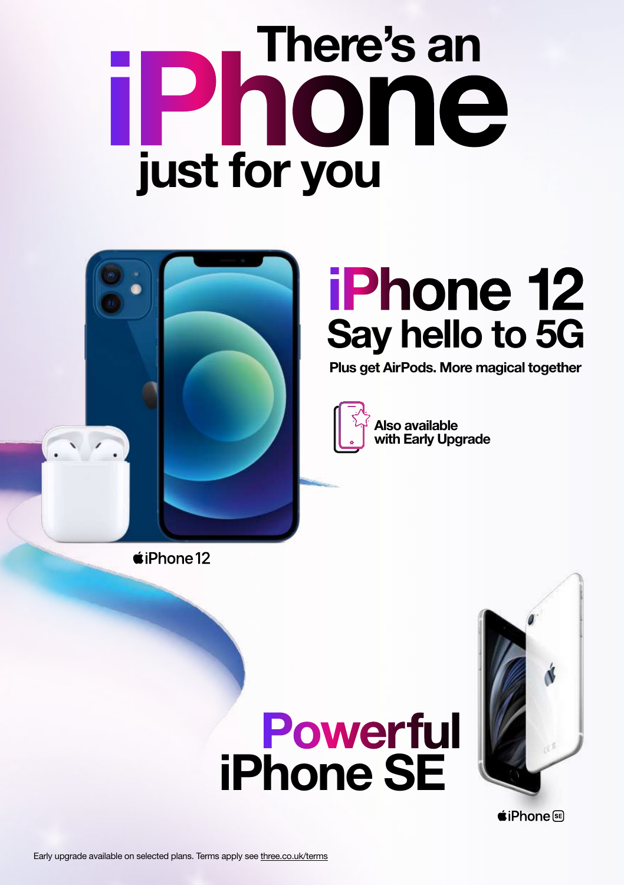# There's an iPhone just for you

## iPhone 12
## Say hello to 5G

**Plus get AirPods. More magical together**

**Also available with Early Upgrade**

iPhone 12

## Powerful iPhone SE

iPhone SE

Early upgrade available on selected plans. Terms apply see three.co.uk/terms